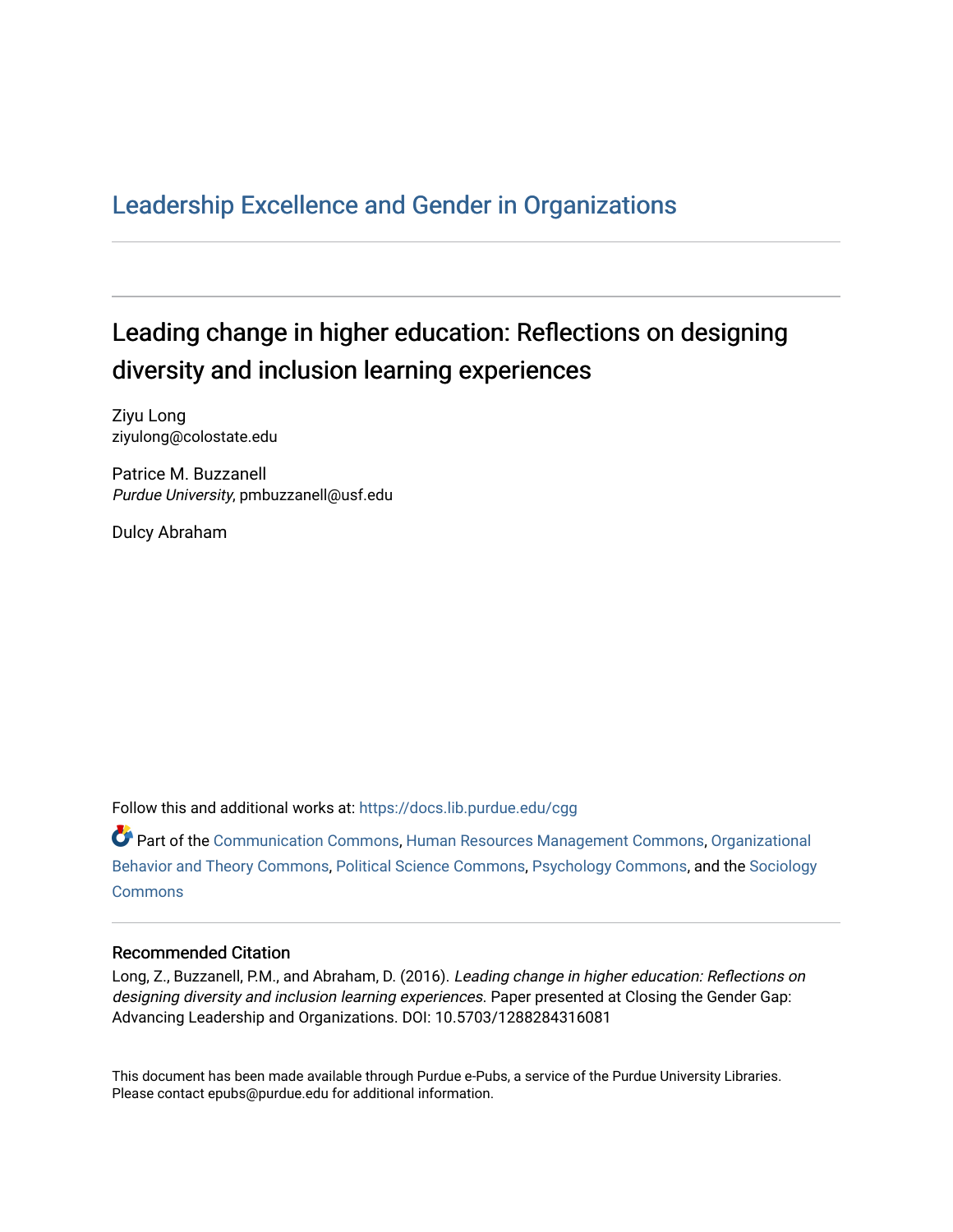# Leadership Excellence and Gender in Organizations

## Leading change in higher education: Reflections on designing diversity and inclusion learning experiences

Ziyu Long
ziyulong@colostate.edu

Patrice M. Buzzanell
*Purdue University*, pmbuzzanell@usf.edu

Dulcy Abraham

Follow this and additional works at: https://docs.lib.purdue.edu/cgg

Part of the Communication Commons, Human Resources Management Commons, Organizational Behavior and Theory Commons, Political Science Commons, Psychology Commons, and the Sociology Commons

### Recommended Citation

Long, Z., Buzzanell, P.M., and Abraham, D. (2016). *Leading change in higher education: Reflections on designing diversity and inclusion learning experiences*. Paper presented at Closing the Gender Gap: Advancing Leadership and Organizations. DOI: 10.5703/1288284316081

This document has been made available through Purdue e-Pubs, a service of the Purdue University Libraries. Please contact epubs@purdue.edu for additional information.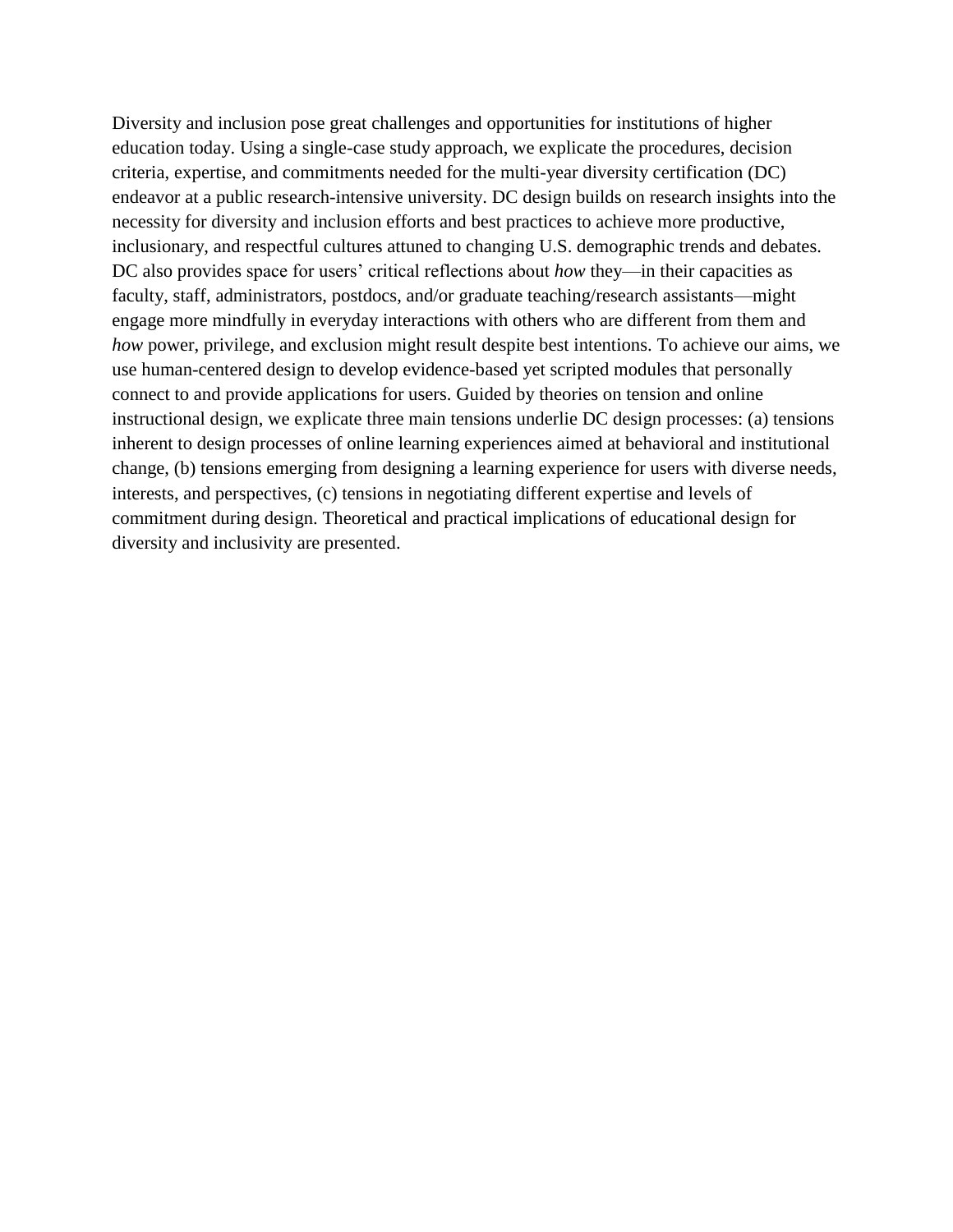Diversity and inclusion pose great challenges and opportunities for institutions of higher education today. Using a single-case study approach, we explicate the procedures, decision criteria, expertise, and commitments needed for the multi-year diversity certification (DC) endeavor at a public research-intensive university. DC design builds on research insights into the necessity for diversity and inclusion efforts and best practices to achieve more productive, inclusionary, and respectful cultures attuned to changing U.S. demographic trends and debates. DC also provides space for users' critical reflections about *how* they—in their capacities as faculty, staff, administrators, postdocs, and/or graduate teaching/research assistants—might engage more mindfully in everyday interactions with others who are different from them and *how* power, privilege, and exclusion might result despite best intentions. To achieve our aims, we use human-centered design to develop evidence-based yet scripted modules that personally connect to and provide applications for users. Guided by theories on tension and online instructional design, we explicate three main tensions underlie DC design processes: (a) tensions inherent to design processes of online learning experiences aimed at behavioral and institutional change, (b) tensions emerging from designing a learning experience for users with diverse needs, interests, and perspectives, (c) tensions in negotiating different expertise and levels of commitment during design. Theoretical and practical implications of educational design for diversity and inclusivity are presented.